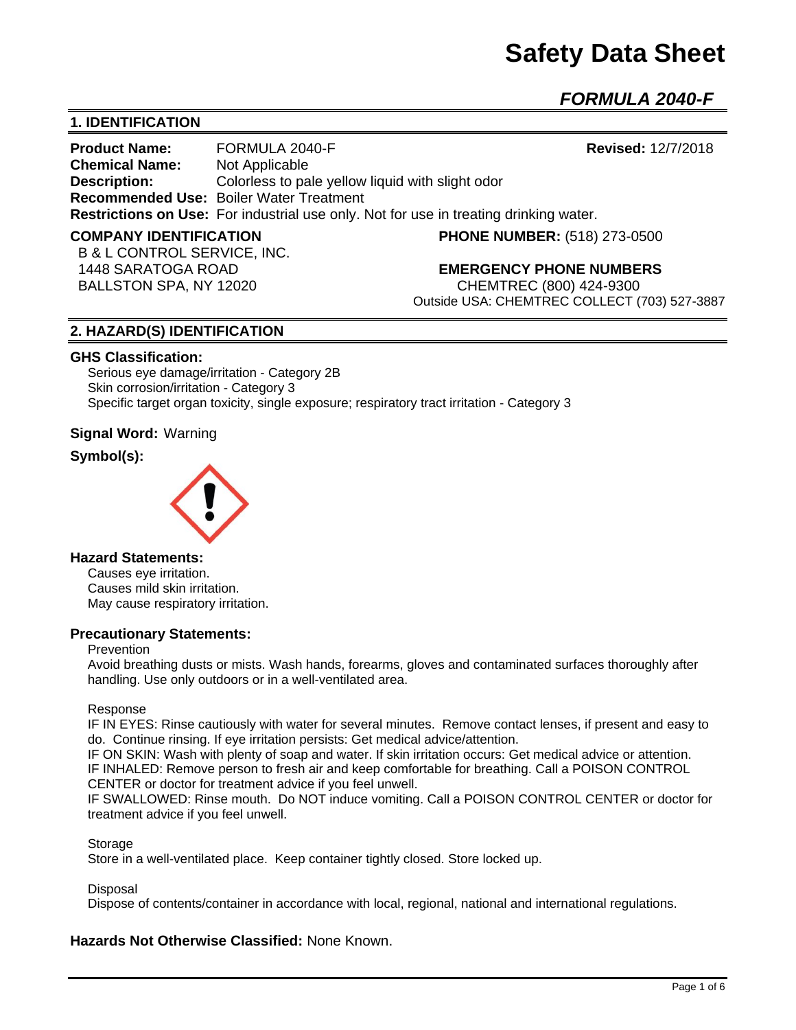# Safety Data Sheet

## *FORMULA 2040-F*

## 1. IDENTIFICATION

**Product Name:** FORMULA 2040-F **Revised:** 12/7/2018
**Chemical Name:** Not Applicable
**Description:** Colorless to pale yellow liquid with slight odor
**Recommended Use:** Boiler Water Treatment
**Restrictions on Use:** For industrial use only. Not for use in treating drinking water.

**COMPANY IDENTIFICATION**
B & L CONTROL SERVICE, INC.
1448 SARATOGA ROAD
BALLSTON SPA, NY 12020

**PHONE NUMBER:** (518) 273-0500

**EMERGENCY PHONE NUMBERS**
CHEMTREC (800) 424-9300
Outside USA: CHEMTREC COLLECT (703) 527-3887

## 2. HAZARD(S) IDENTIFICATION

**GHS Classification:**
Serious eye damage/irritation - Category 2B
Skin corrosion/irritation - Category 3
Specific target organ toxicity, single exposure; respiratory tract irritation - Category 3

**Signal Word:** Warning

**Symbol(s):**

**Hazard Statements:**
Causes eye irritation.
Causes mild skin irritation.
May cause respiratory irritation.

**Precautionary Statements:**

Prevention
Avoid breathing dusts or mists. Wash hands, forearms, gloves and contaminated surfaces thoroughly after handling. Use only outdoors or in a well-ventilated area.

Response
IF IN EYES: Rinse cautiously with water for several minutes. Remove contact lenses, if present and easy to do. Continue rinsing. If eye irritation persists: Get medical advice/attention.
IF ON SKIN: Wash with plenty of soap and water. If skin irritation occurs: Get medical advice or attention.
IF INHALED: Remove person to fresh air and keep comfortable for breathing. Call a POISON CONTROL CENTER or doctor for treatment advice if you feel unwell.
IF SWALLOWED: Rinse mouth. Do NOT induce vomiting. Call a POISON CONTROL CENTER or doctor for treatment advice if you feel unwell.

Storage
Store in a well-ventilated place. Keep container tightly closed. Store locked up.

Disposal
Dispose of contents/container in accordance with local, regional, national and international regulations.

**Hazards Not Otherwise Classified:** None Known.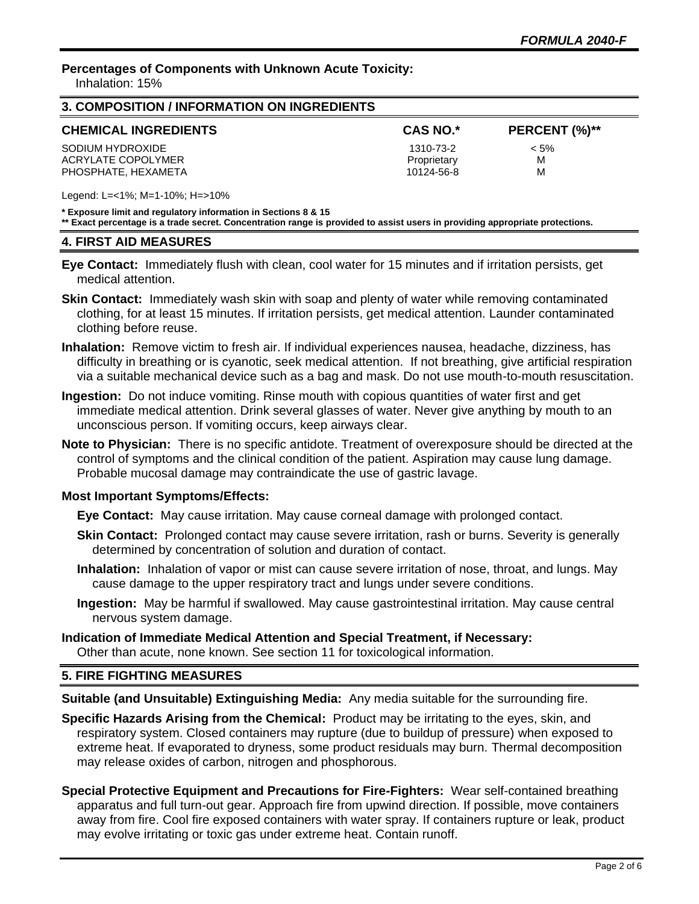**Percentages of Components with Unknown Acute Toxicity:**
Inhalation: 15%

## 3. COMPOSITION / INFORMATION ON INGREDIENTS

| CHEMICAL INGREDIENTS | CAS NO.* | PERCENT (%)** |
|---|---|---|
| SODIUM HYDROXIDE | 1310-73-2 | < 5% |
| ACRYLATE COPOLYMER | Proprietary | M |
| PHOSPHATE, HEXAMETA | 10124-56-8 | M |

Legend: L=<1%; M=1-10%; H=>10%

**\* Exposure limit and regulatory information in Sections 8 & 15**
**\*\* Exact percentage is a trade secret. Concentration range is provided to assist users in providing appropriate protections.**

## 4. FIRST AID MEASURES

**Eye Contact:** Immediately flush with clean, cool water for 15 minutes and if irritation persists, get medical attention.

**Skin Contact:** Immediately wash skin with soap and plenty of water while removing contaminated clothing, for at least 15 minutes. If irritation persists, get medical attention. Launder contaminated clothing before reuse.

**Inhalation:** Remove victim to fresh air. If individual experiences nausea, headache, dizziness, has difficulty in breathing or is cyanotic, seek medical attention. If not breathing, give artificial respiration via a suitable mechanical device such as a bag and mask. Do not use mouth-to-mouth resuscitation.

**Ingestion:** Do not induce vomiting. Rinse mouth with copious quantities of water first and get immediate medical attention. Drink several glasses of water. Never give anything by mouth to an unconscious person. If vomiting occurs, keep airways clear.

**Note to Physician:** There is no specific antidote. Treatment of overexposure should be directed at the control of symptoms and the clinical condition of the patient. Aspiration may cause lung damage. Probable mucosal damage may contraindicate the use of gastric lavage.

**Most Important Symptoms/Effects:**

**Eye Contact:** May cause irritation. May cause corneal damage with prolonged contact.

**Skin Contact:** Prolonged contact may cause severe irritation, rash or burns. Severity is generally determined by concentration of solution and duration of contact.

**Inhalation:** Inhalation of vapor or mist can cause severe irritation of nose, throat, and lungs. May cause damage to the upper respiratory tract and lungs under severe conditions.

**Ingestion:** May be harmful if swallowed. May cause gastrointestinal irritation. May cause central nervous system damage.

**Indication of Immediate Medical Attention and Special Treatment, if Necessary:**
Other than acute, none known. See section 11 for toxicological information.

## 5. FIRE FIGHTING MEASURES

**Suitable (and Unsuitable) Extinguishing Media:** Any media suitable for the surrounding fire.

**Specific Hazards Arising from the Chemical:** Product may be irritating to the eyes, skin, and respiratory system. Closed containers may rupture (due to buildup of pressure) when exposed to extreme heat. If evaporated to dryness, some product residuals may burn. Thermal decomposition may release oxides of carbon, nitrogen and phosphorous.

**Special Protective Equipment and Precautions for Fire-Fighters:** Wear self-contained breathing apparatus and full turn-out gear. Approach fire from upwind direction. If possible, move containers away from fire. Cool fire exposed containers with water spray. If containers rupture or leak, product may evolve irritating or toxic gas under extreme heat. Contain runoff.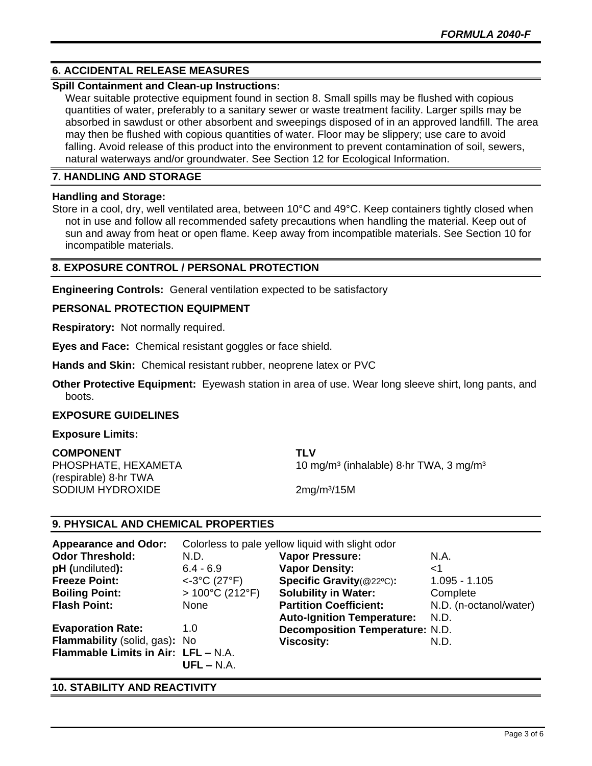## 6. ACCIDENTAL RELEASE MEASURES

### Spill Containment and Clean-up Instructions:

Wear suitable protective equipment found in section 8. Small spills may be flushed with copious quantities of water, preferably to a sanitary sewer or waste treatment facility. Larger spills may be absorbed in sawdust or other absorbent and sweepings disposed of in an approved landfill. The area may then be flushed with copious quantities of water. Floor may be slippery; use care to avoid falling. Avoid release of this product into the environment to prevent contamination of soil, sewers, natural waterways and/or groundwater. See Section 12 for Ecological Information.

## 7. HANDLING AND STORAGE

### Handling and Storage:

Store in a cool, dry, well ventilated area, between 10°C and 49°C. Keep containers tightly closed when not in use and follow all recommended safety precautions when handling the material. Keep out of sun and away from heat or open flame. Keep away from incompatible materials. See Section 10 for incompatible materials.

## 8. EXPOSURE CONTROL / PERSONAL PROTECTION

**Engineering Controls:** General ventilation expected to be satisfactory

### PERSONAL PROTECTION EQUIPMENT

**Respiratory:** Not normally required.

**Eyes and Face:** Chemical resistant goggles or face shield.

**Hands and Skin:** Chemical resistant rubber, neoprene latex or PVC

**Other Protective Equipment:** Eyewash station in area of use. Wear long sleeve shirt, long pants, and boots.

### EXPOSURE GUIDELINES

**Exposure Limits:**

| COMPONENT | TLV |
|---|---|
| PHOSPHATE, HEXAMETA | 10 mg/m³ (inhalable) 8·hr TWA, 3 mg/m³ (respirable) 8·hr TWA |
| SODIUM HYDROXIDE | 2mg/m³/15M |

## 9. PHYSICAL AND CHEMICAL PROPERTIES

**Appearance and Odor:** Colorless to pale yellow liquid with slight odor

| | | | |
|---|---|---|---|
| **Odor Threshold:** | N.D. | **Vapor Pressure:** | N.A. |
| **pH (undiluted):** | 6.4 - 6.9 | **Vapor Density:** | <1 |
| **Freeze Point:** | <-3°C (27°F) | **Specific Gravity(@22ºC):** | 1.095 - 1.105 |
| **Boiling Point:** | > 100°C (212°F) | **Solubility in Water:** | Complete |
| **Flash Point:** | None | **Partition Coefficient:** | N.D. (n-octanol/water) |
| | | **Auto-Ignition Temperature:** | N.D. |
| **Evaporation Rate:** | 1.0 | **Decomposition Temperature:** | N.D. |
| **Flammability (solid, gas):** | No | **Viscosity:** | N.D. |
| **Flammable Limits in Air:** | **LFL –** N.A. | | |
| | **UFL –** N.A. | | |

## 10. STABILITY AND REACTIVITY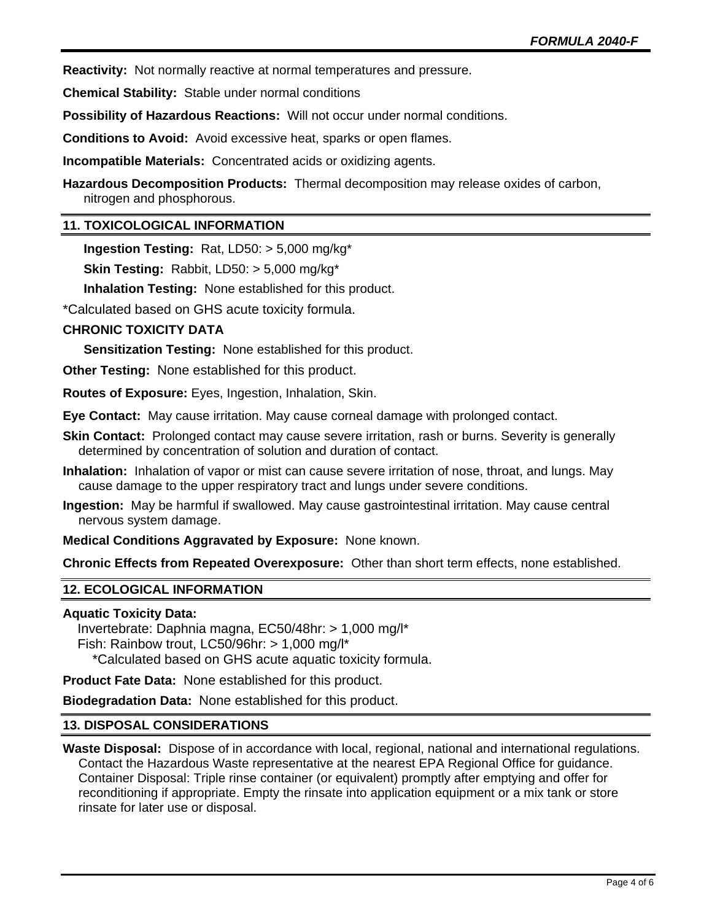**Reactivity:** Not normally reactive at normal temperatures and pressure.

**Chemical Stability:** Stable under normal conditions

**Possibility of Hazardous Reactions:** Will not occur under normal conditions.

**Conditions to Avoid:** Avoid excessive heat, sparks or open flames.

**Incompatible Materials:** Concentrated acids or oxidizing agents.

**Hazardous Decomposition Products:** Thermal decomposition may release oxides of carbon, nitrogen and phosphorous.

## 11. TOXICOLOGICAL INFORMATION

**Ingestion Testing:** Rat, LD50: > 5,000 mg/kg*

**Skin Testing:** Rabbit, LD50: > 5,000 mg/kg*

**Inhalation Testing:** None established for this product.

*Calculated based on GHS acute toxicity formula.

**CHRONIC TOXICITY DATA**

**Sensitization Testing:** None established for this product.

**Other Testing:** None established for this product.

**Routes of Exposure:** Eyes, Ingestion, Inhalation, Skin.

**Eye Contact:** May cause irritation. May cause corneal damage with prolonged contact.

**Skin Contact:** Prolonged contact may cause severe irritation, rash or burns. Severity is generally determined by concentration of solution and duration of contact.

**Inhalation:** Inhalation of vapor or mist can cause severe irritation of nose, throat, and lungs. May cause damage to the upper respiratory tract and lungs under severe conditions.

**Ingestion:** May be harmful if swallowed. May cause gastrointestinal irritation. May cause central nervous system damage.

**Medical Conditions Aggravated by Exposure:** None known.

**Chronic Effects from Repeated Overexposure:** Other than short term effects, none established.

## 12. ECOLOGICAL INFORMATION

**Aquatic Toxicity Data:**
Invertebrate: Daphnia magna, EC50/48hr: > 1,000 mg/l*
Fish: Rainbow trout, LC50/96hr: > 1,000 mg/l*
*Calculated based on GHS acute aquatic toxicity formula.

**Product Fate Data:** None established for this product.

**Biodegradation Data:** None established for this product.

## 13. DISPOSAL CONSIDERATIONS

**Waste Disposal:** Dispose of in accordance with local, regional, national and international regulations. Contact the Hazardous Waste representative at the nearest EPA Regional Office for guidance. Container Disposal: Triple rinse container (or equivalent) promptly after emptying and offer for reconditioning if appropriate. Empty the rinsate into application equipment or a mix tank or store rinsate for later use or disposal.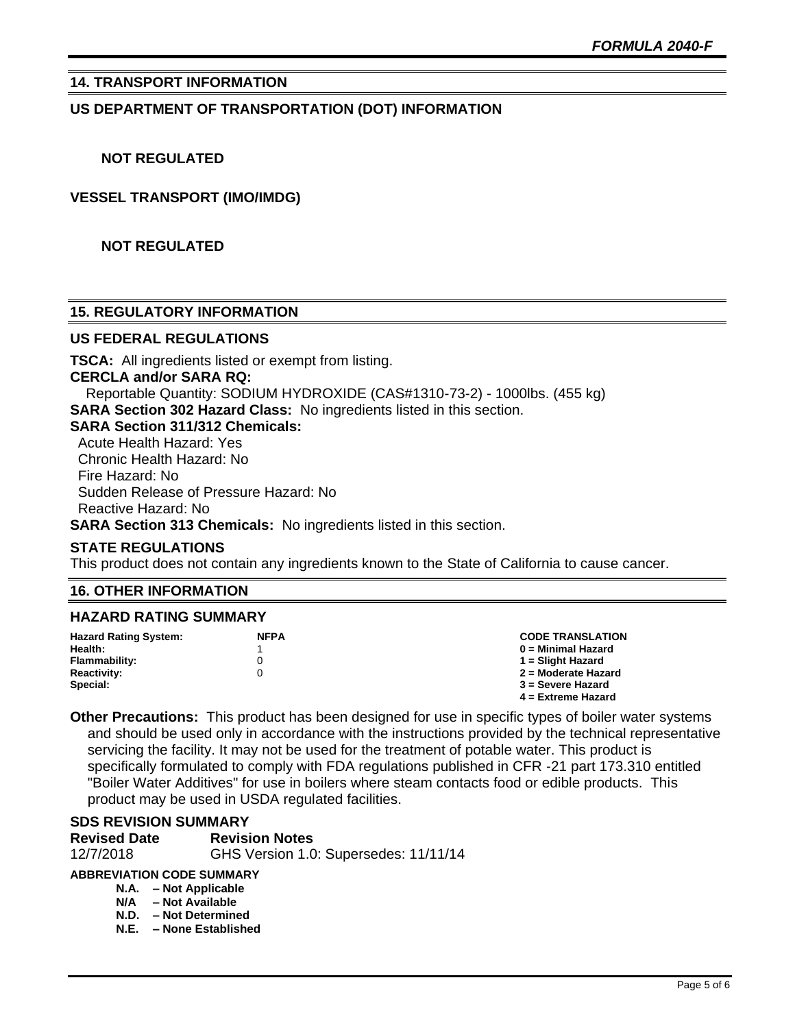## 14. TRANSPORT INFORMATION

### US DEPARTMENT OF TRANSPORTATION (DOT) INFORMATION

**NOT REGULATED**

### VESSEL TRANSPORT (IMO/IMDG)

**NOT REGULATED**

## 15. REGULATORY INFORMATION

### US FEDERAL REGULATIONS

**TSCA:** All ingredients listed or exempt from listing.

**CERCLA and/or SARA RQ:**

Reportable Quantity: SODIUM HYDROXIDE (CAS#1310-73-2) - 1000lbs. (455 kg)

**SARA Section 302 Hazard Class:** No ingredients listed in this section.

**SARA Section 311/312 Chemicals:**

Acute Health Hazard: Yes
Chronic Health Hazard: No
Fire Hazard: No
Sudden Release of Pressure Hazard: No
Reactive Hazard: No

**SARA Section 313 Chemicals:** No ingredients listed in this section.

### STATE REGULATIONS

This product does not contain any ingredients known to the State of California to cause cancer.

## 16. OTHER INFORMATION

### HAZARD RATING SUMMARY

| Hazard Rating System: | NFPA | CODE TRANSLATION |
|---|---|---|
| Health: | 1 | 0 = Minimal Hazard |
| Flammability: | 0 | 1 = Slight Hazard |
| Reactivity: | 0 | 2 = Moderate Hazard |
| Special: | | 3 = Severe Hazard |
| | | 4 = Extreme Hazard |

**Other Precautions:** This product has been designed for use in specific types of boiler water systems and should be used only in accordance with the instructions provided by the technical representative servicing the facility. It may not be used for the treatment of potable water. This product is specifically formulated to comply with FDA regulations published in CFR -21 part 173.310 entitled "Boiler Water Additives" for use in boilers where steam contacts food or edible products. This product may be used in USDA regulated facilities.

### SDS REVISION SUMMARY

| Revised Date | Revision Notes |
|---|---|
| 12/7/2018 | GHS Version 1.0: Supersedes: 11/11/14 |

**ABBREVIATION CODE SUMMARY**

- **N.A. – Not Applicable**
- **N/A – Not Available**
- **N.D. – Not Determined**
- **N.E. – None Established**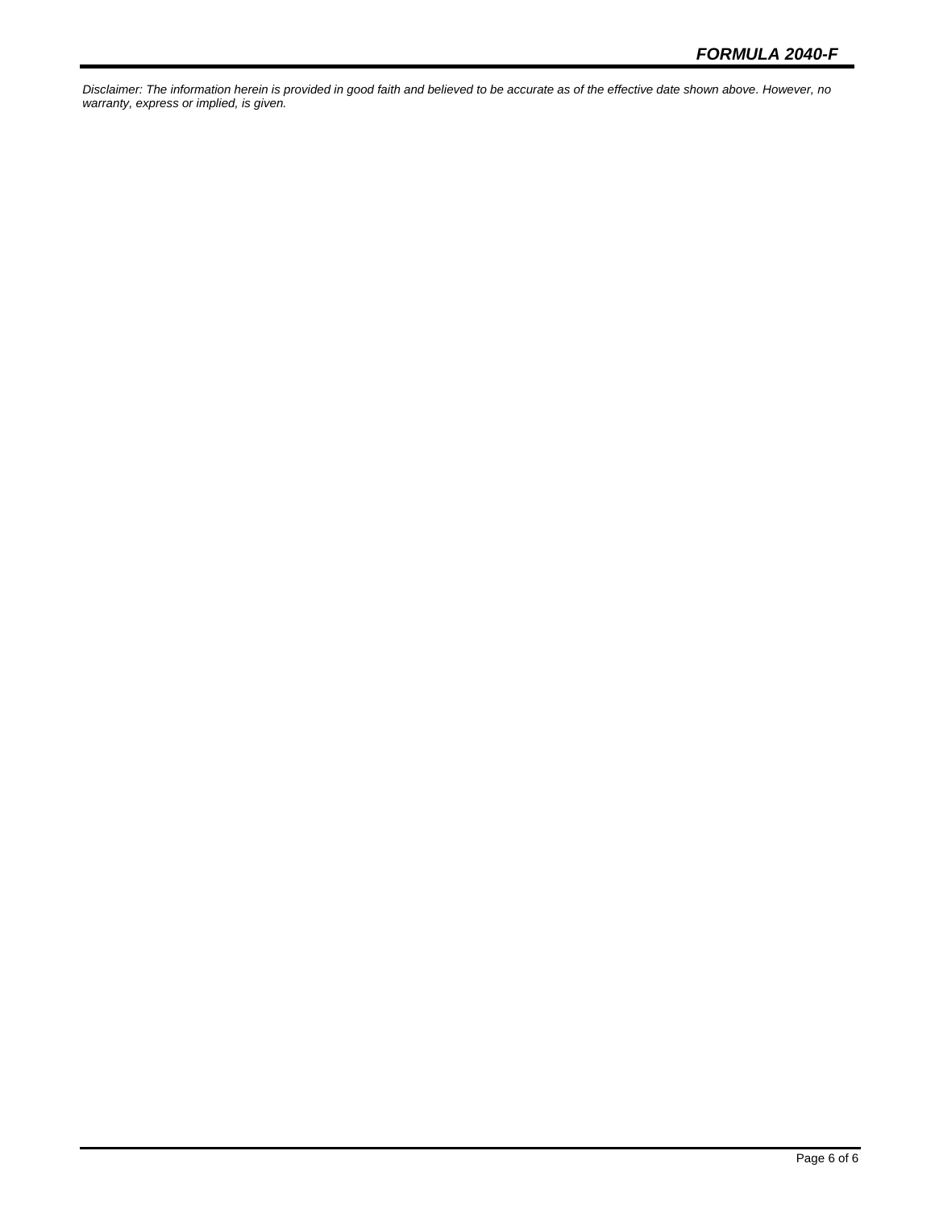*Disclaimer: The information herein is provided in good faith and believed to be accurate as of the effective date shown above. However, no warranty, express or implied, is given.*